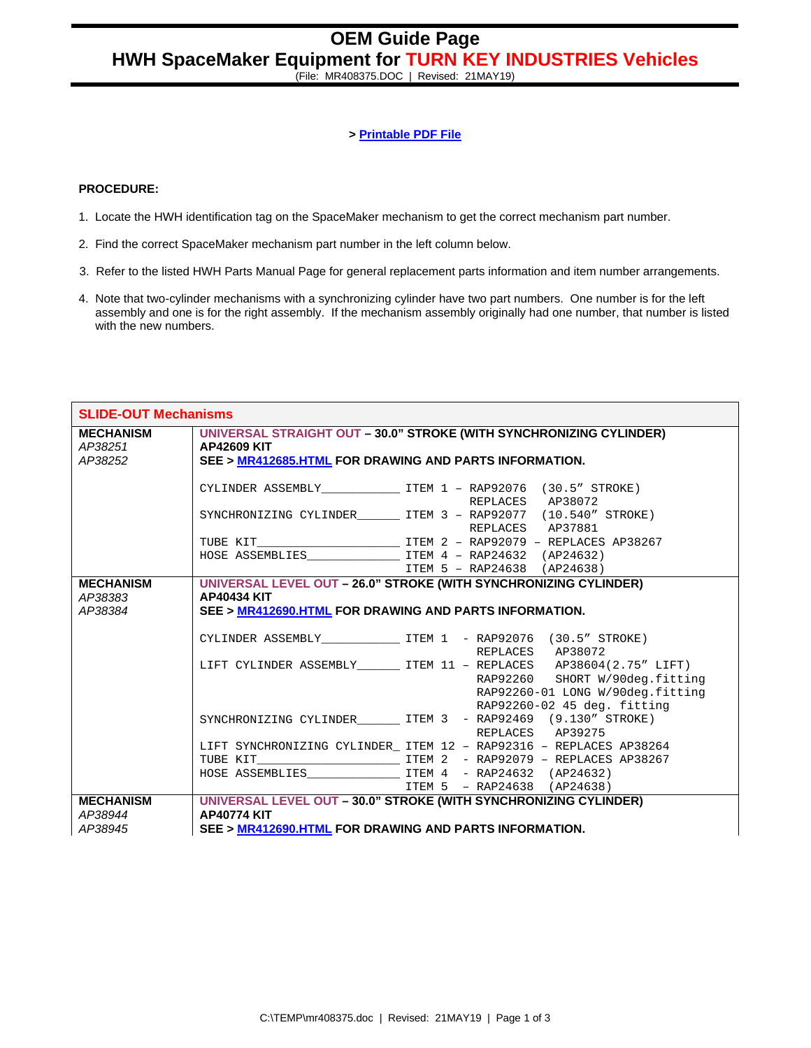# OEM Guide Page

## HWH SpaceMaker Equipment for TURN KEY INDUSTRIES Vehicles

(File: MR408375.DOC | Revised: 21MAY19)

> **Printable PDF File**

**PROCEDURE:**

1. Locate the HWH identification tag on the SpaceMaker mechanism to get the correct mechanism part number.
2. Find the correct SpaceMaker mechanism part number in the left column below.
3. Refer to the listed HWH Parts Manual Page for general replacement parts information and item number arrangements.
4. Note that two-cylinder mechanisms with a synchronizing cylinder have two part numbers. One number is for the left assembly and one is for the right assembly. If the mechanism assembly originally had one number, that number is listed with the new numbers.

| SLIDE-OUT Mechanisms | |
|---|---|
| **MECHANISM**<br>*AP38251*<br>*AP38252* | **UNIVERSAL STRAIGHT OUT – 30.0" STROKE (WITH SYNCHRONIZING CYLINDER)**<br>**AP42609 KIT**<br>**SEE > MR412685.HTML FOR DRAWING AND PARTS INFORMATION.**<br><br>`CYLINDER ASSEMBLY___________ ITEM 1 – RAP92076 (30.5" STROKE)`<br>`REPLACES AP38072`<br>`SYNCHRONIZING CYLINDER______ ITEM 3 – RAP92077 (10.540" STROKE)`<br>`REPLACES AP37881`<br>`TUBE KIT____________________ ITEM 2 – RAP92079 – REPLACES AP38267`<br>`HOSE ASSEMBLIES_____________ ITEM 4 – RAP24632 (AP24632)`<br>`ITEM 5 – RAP24638 (AP24638)` |
| **MECHANISM**<br>*AP38383*<br>*AP38384* | **UNIVERSAL LEVEL OUT – 26.0" STROKE (WITH SYNCHRONIZING CYLINDER)**<br>**AP40434 KIT**<br>**SEE > MR412690.HTML FOR DRAWING AND PARTS INFORMATION.**<br><br>`CYLINDER ASSEMBLY___________ ITEM 1 - RAP92076 (30.5" STROKE)`<br>`REPLACES AP38072`<br>`LIFT CYLINDER ASSEMBLY______ ITEM 11 – REPLACES AP38604(2.75" LIFT)`<br>`RAP92260 SHORT W/90deg.fitting`<br>`RAP92260-01 LONG W/90deg.fitting`<br>`RAP92260-02 45 deg. fitting`<br>`SYNCHRONIZING CYLINDER______ ITEM 3 - RAP92469 (9.130" STROKE)`<br>`REPLACES AP39275`<br>`LIFT SYNCHRONIZING CYLINDER_ ITEM 12 – RAP92316 – REPLACES AP38264`<br>`TUBE KIT____________________ ITEM 2 - RAP92079 – REPLACES AP38267`<br>`HOSE ASSEMBLIES_____________ ITEM 4 - RAP24632 (AP24632)`<br>`ITEM 5 - RAP24638 (AP24638)` |
| **MECHANISM**<br>*AP38944*<br>*AP38945* | **UNIVERSAL LEVEL OUT – 30.0" STROKE (WITH SYNCHRONIZING CYLINDER)**<br>**AP40774 KIT**<br>**SEE > MR412690.HTML FOR DRAWING AND PARTS INFORMATION.** |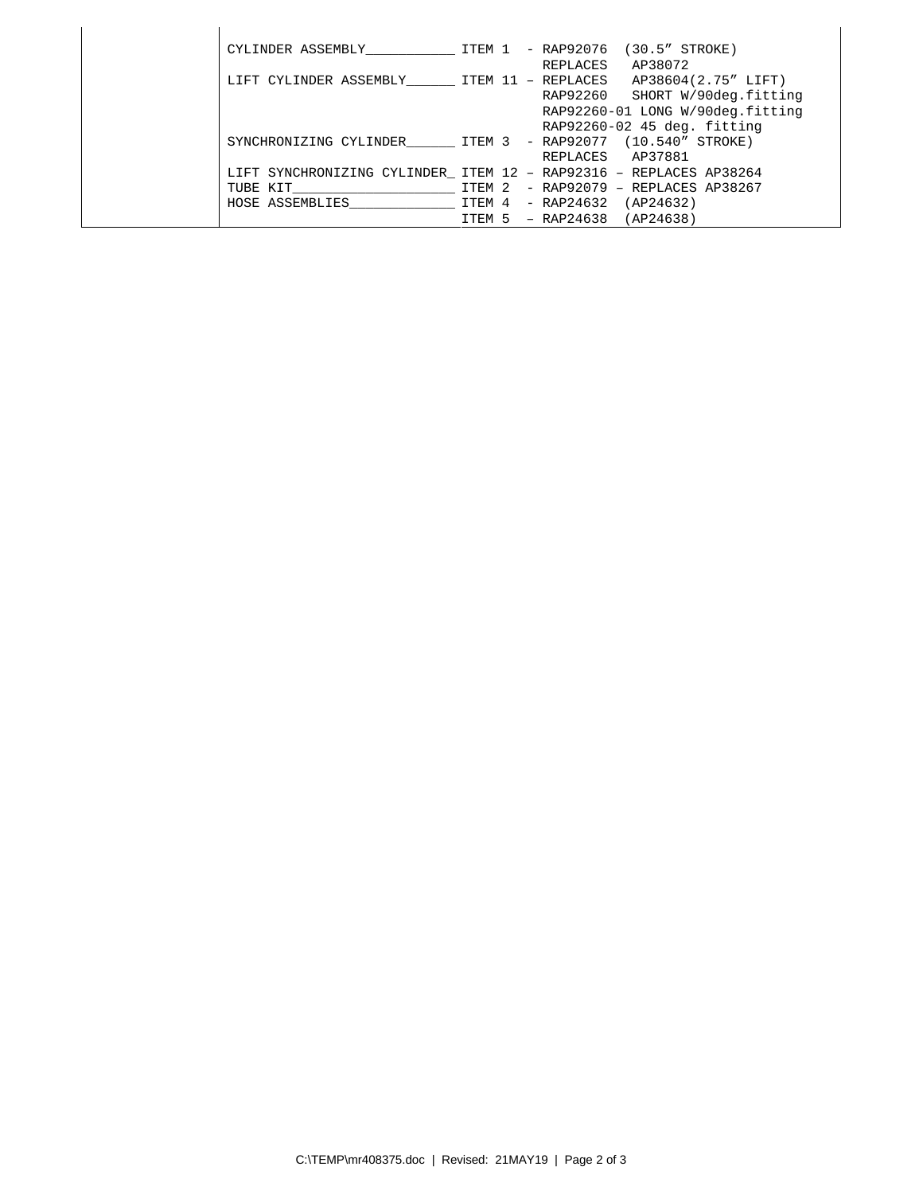```
CYLINDER ASSEMBLY___________ ITEM 1  - RAP92076  (30.5″ STROKE)
                                       REPLACES   AP38072
LIFT CYLINDER ASSEMBLY______ ITEM 11 – REPLACES   AP38604(2.75″ LIFT)
                                       RAP92260   SHORT W/90deg.fitting
                                       RAP92260-01 LONG W/90deg.fitting
                                       RAP92260-02 45 deg. fitting
SYNCHRONIZING CYLINDER______ ITEM 3  - RAP92077  (10.540″ STROKE)
                                       REPLACES   AP37881
LIFT SYNCHRONIZING CYLINDER_ ITEM 12 – RAP92316 – REPLACES AP38264
TUBE KIT____________________ ITEM 2  - RAP92079 – REPLACES AP38267
HOSE ASSEMBLIES_____________ ITEM 4  - RAP24632  (AP24632)
                             ITEM 5  – RAP24638  (AP24638)
```

C:\TEMP\mr408375.doc | Revised: 21MAY19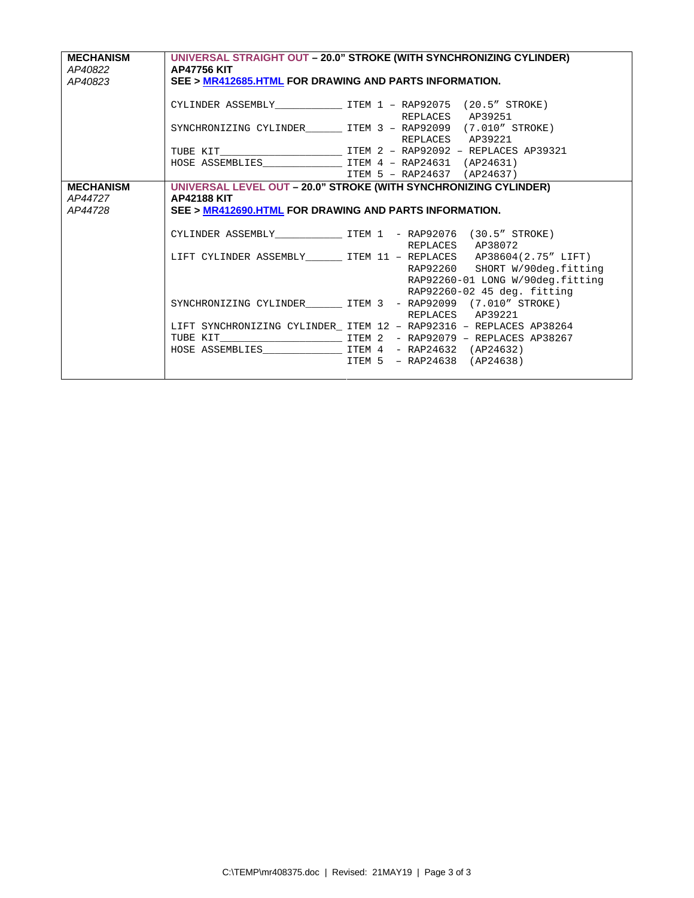| | |
|---|---|
| **MECHANISM**<br>*AP40822*<br>*AP40823* | **UNIVERSAL STRAIGHT OUT – 20.0" STROKE (WITH SYNCHRONIZING CYLINDER)**<br>**AP47756 KIT**<br>**SEE > MR412685.HTML FOR DRAWING AND PARTS INFORMATION.**<br><br>`CYLINDER ASSEMBLY___________ ITEM 1 – RAP92075 (20.5" STROKE)`<br>`REPLACES AP39251`<br>`SYNCHRONIZING CYLINDER______ ITEM 3 – RAP92099 (7.010" STROKE)`<br>`REPLACES AP39221`<br>`TUBE KIT____________________ ITEM 2 – RAP92092 – REPLACES AP39321`<br>`HOSE ASSEMBLIES_____________ ITEM 4 – RAP24631 (AP24631)`<br>`ITEM 5 – RAP24637 (AP24637)` |
| **MECHANISM**<br>*AP44727*<br>*AP44728* | **UNIVERSAL LEVEL OUT – 20.0" STROKE (WITH SYNCHRONIZING CYLINDER)**<br>**AP42188 KIT**<br>**SEE > MR412690.HTML FOR DRAWING AND PARTS INFORMATION.**<br><br>`CYLINDER ASSEMBLY___________ ITEM 1 - RAP92076 (30.5" STROKE)`<br>`REPLACES AP38072`<br>`LIFT CYLINDER ASSEMBLY______ ITEM 11 – REPLACES AP38604(2.75" LIFT)`<br>`RAP92260 SHORT W/90deg.fitting`<br>`RAP92260-01 LONG W/90deg.fitting`<br>`RAP92260-02 45 deg. fitting`<br>`SYNCHRONIZING CYLINDER______ ITEM 3 - RAP92099 (7.010" STROKE)`<br>`REPLACES AP39221`<br>`LIFT SYNCHRONIZING CYLINDER_ ITEM 12 – RAP92316 – REPLACES AP38264`<br>`TUBE KIT____________________ ITEM 2 - RAP92079 – REPLACES AP38267`<br>`HOSE ASSEMBLIES_____________ ITEM 4 - RAP24632 (AP24632)`<br>`ITEM 5 - RAP24638 (AP24638)` |

C:\TEMP\mr408375.doc | Revised: 21MAY19